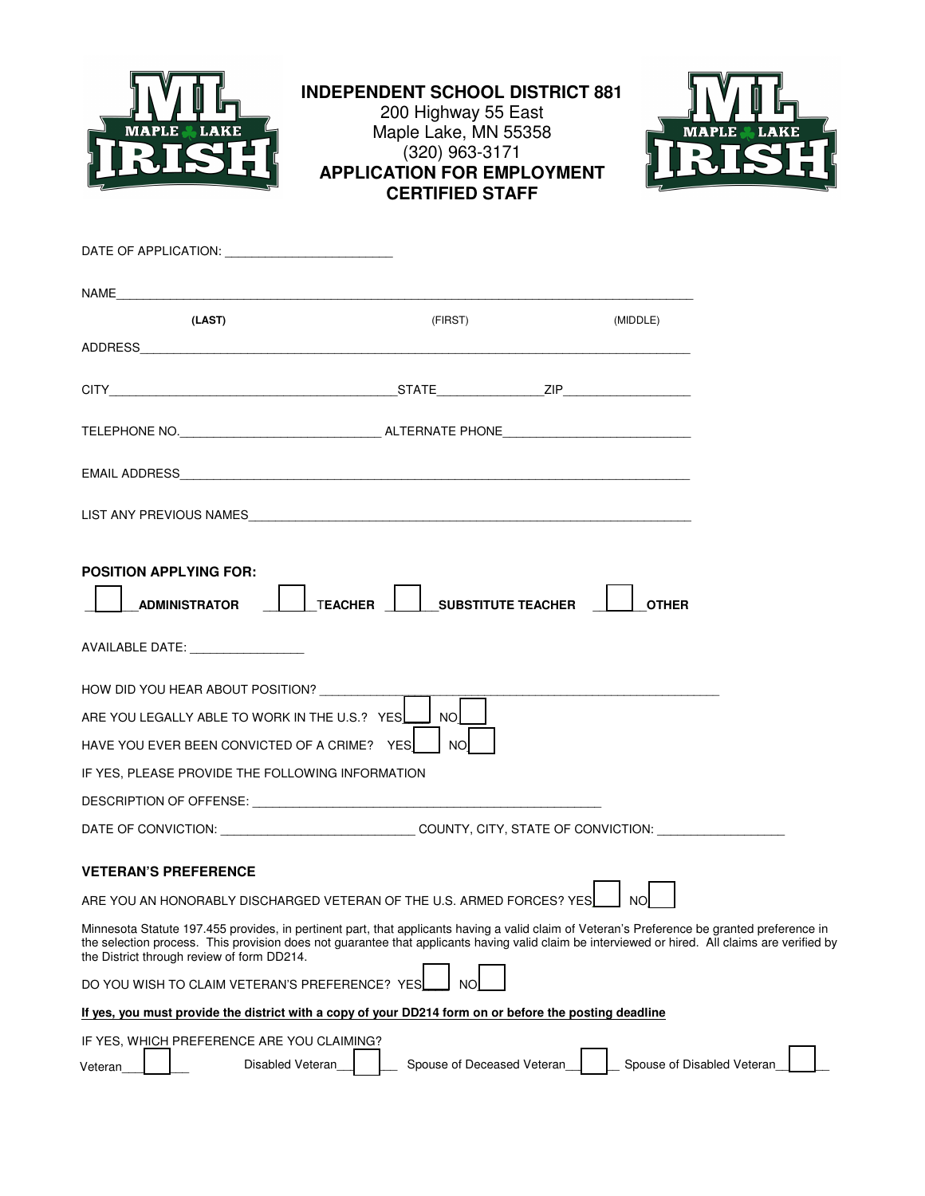# INDEPENDENT SCHOOL DISTRICT 881

200 Highway 55 East
Maple Lake, MN 55358
(320) 963-3171

## APPLICATION FOR EMPLOYMENT
## CERTIFIED STAFF

DATE OF APPLICATION: ________________________

NAME_______________________________________________________________________________________

**(LAST)** (FIRST) (MIDDLE)

ADDRESS____________________________________________________________________________________

CITY__________________________________________STATE_______________ZIP__________________

TELEPHONE NO.____________________________ ALTERNATE PHONE___________________________

EMAIL ADDRESS______________________________________________________________________________

LIST ANY PREVIOUS NAMES____________________________________________________________________

**POSITION APPLYING FOR:**

☐ **ADMINISTRATOR** ☐ **TEACHER** ☐ **SUBSTITUTE TEACHER** ☐ **OTHER**

AVAILABLE DATE: ________________

HOW DID YOU HEAR ABOUT POSITION? ___________________________________________________________

ARE YOU LEGALLY ABLE TO WORK IN THE U.S.? YES ☐ NO ☐

HAVE YOU EVER BEEN CONVICTED OF A CRIME? YES ☐ NO ☐

IF YES, PLEASE PROVIDE THE FOLLOWING INFORMATION

DESCRIPTION OF OFFENSE: ____________________________________________________

DATE OF CONVICTION: ____________________________ COUNTY, CITY, STATE OF CONVICTION: __________________

**VETERAN'S PREFERENCE**

ARE YOU AN HONORABLY DISCHARGED VETERAN OF THE U.S. ARMED FORCES? YES ☐ NO ☐

Minnesota Statute 197.455 provides, in pertinent part, that applicants having a valid claim of Veteran's Preference be granted preference in the selection process. This provision does not guarantee that applicants having valid claim be interviewed or hired. All claims are verified by the District through review of form DD214.

DO YOU WISH TO CLAIM VETERAN'S PREFERENCE? YES ☐ NO ☐

**If yes, you must provide the district with a copy of your DD214 form on or before the posting deadline**

IF YES, WHICH PREFERENCE ARE YOU CLAIMING?

Veteran ☐ Disabled Veteran ☐ Spouse of Deceased Veteran ☐ Spouse of Disabled Veteran ☐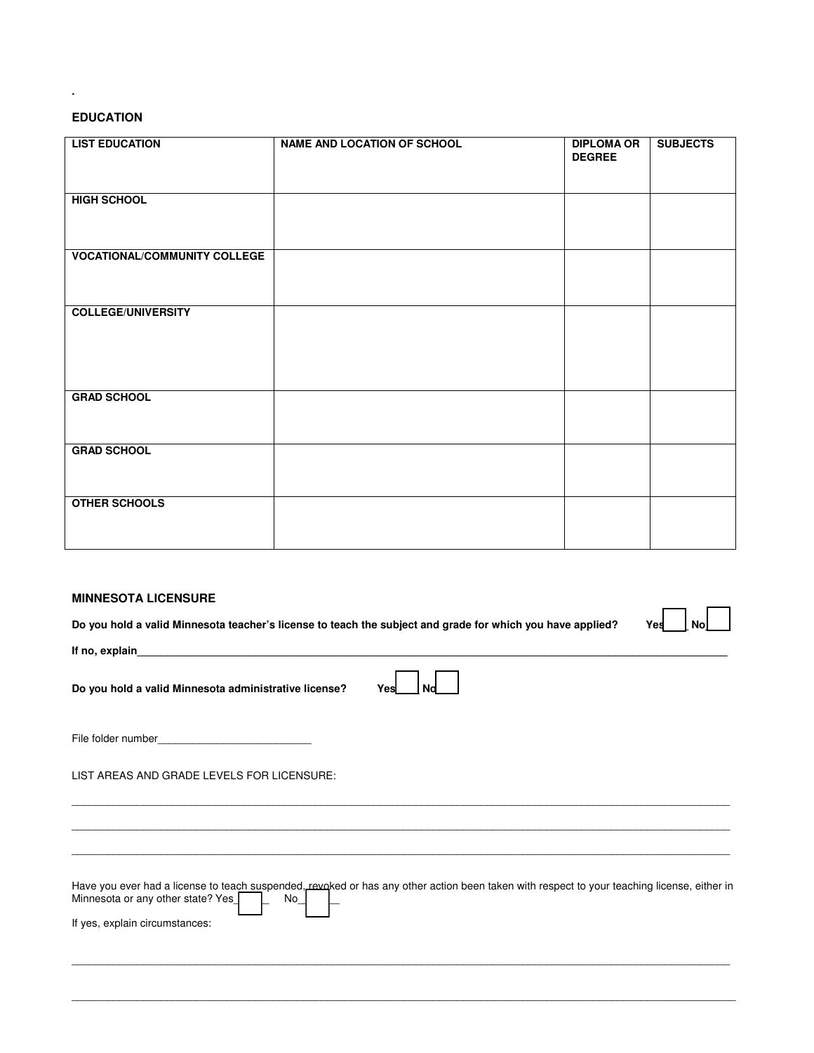.

## EDUCATION

| LIST EDUCATION | NAME AND LOCATION OF SCHOOL | DIPLOMA OR DEGREE | SUBJECTS |
| --- | --- | --- | --- |
| HIGH SCHOOL | | | |
| VOCATIONAL/COMMUNITY COLLEGE | | | |
| COLLEGE/UNIVERSITY | | | |
| GRAD SCHOOL | | | |
| GRAD SCHOOL | | | |
| OTHER SCHOOLS | | | |

## MINNESOTA LICENSURE

**Do you hold a valid Minnesota teacher's license to teach the subject and grade for which you have applied?** **Yes** ☐ **No** ☐

**If no, explain**\_\_\_\_\_\_\_\_\_\_\_\_\_\_\_\_\_\_\_\_\_\_\_\_\_\_\_\_\_\_\_\_\_\_\_\_\_\_\_\_\_\_\_\_\_\_\_\_\_\_\_\_\_\_\_\_\_\_\_\_\_\_\_\_\_\_\_\_\_\_\_\_\_\_\_\_\_\_\_\_\_\_

**Do you hold a valid Minnesota administrative license?** **Yes** ☐ **No** ☐

File folder number\_\_\_\_\_\_\_\_\_\_\_\_\_\_\_\_\_\_\_\_\_\_\_\_\_\_

LIST AREAS AND GRADE LEVELS FOR LICENSURE:

\_\_\_\_\_\_\_\_\_\_\_\_\_\_\_\_\_\_\_\_\_\_\_\_\_\_\_\_\_\_\_\_\_\_\_\_\_\_\_\_\_\_\_\_\_\_\_\_\_\_\_\_\_\_\_\_\_\_\_\_\_\_\_\_\_\_\_\_\_\_\_\_\_\_\_\_\_\_\_\_\_\_\_\_\_\_\_\_\_\_\_\_

\_\_\_\_\_\_\_\_\_\_\_\_\_\_\_\_\_\_\_\_\_\_\_\_\_\_\_\_\_\_\_\_\_\_\_\_\_\_\_\_\_\_\_\_\_\_\_\_\_\_\_\_\_\_\_\_\_\_\_\_\_\_\_\_\_\_\_\_\_\_\_\_\_\_\_\_\_\_\_\_\_\_\_\_\_\_\_\_\_\_\_\_

\_\_\_\_\_\_\_\_\_\_\_\_\_\_\_\_\_\_\_\_\_\_\_\_\_\_\_\_\_\_\_\_\_\_\_\_\_\_\_\_\_\_\_\_\_\_\_\_\_\_\_\_\_\_\_\_\_\_\_\_\_\_\_\_\_\_\_\_\_\_\_\_\_\_\_\_\_\_\_\_\_\_\_\_\_\_\_\_\_\_\_\_

Have you ever had a license to teach suspended, revoked or has any other action been taken with respect to your teaching license, either in Minnesota or any other state? Yes ☐ No ☐

If yes, explain circumstances:

\_\_\_\_\_\_\_\_\_\_\_\_\_\_\_\_\_\_\_\_\_\_\_\_\_\_\_\_\_\_\_\_\_\_\_\_\_\_\_\_\_\_\_\_\_\_\_\_\_\_\_\_\_\_\_\_\_\_\_\_\_\_\_\_\_\_\_\_\_\_\_\_\_\_\_\_\_\_\_\_\_\_\_\_\_\_\_\_\_\_\_\_

\_\_\_\_\_\_\_\_\_\_\_\_\_\_\_\_\_\_\_\_\_\_\_\_\_\_\_\_\_\_\_\_\_\_\_\_\_\_\_\_\_\_\_\_\_\_\_\_\_\_\_\_\_\_\_\_\_\_\_\_\_\_\_\_\_\_\_\_\_\_\_\_\_\_\_\_\_\_\_\_\_\_\_\_\_\_\_\_\_\_\_\_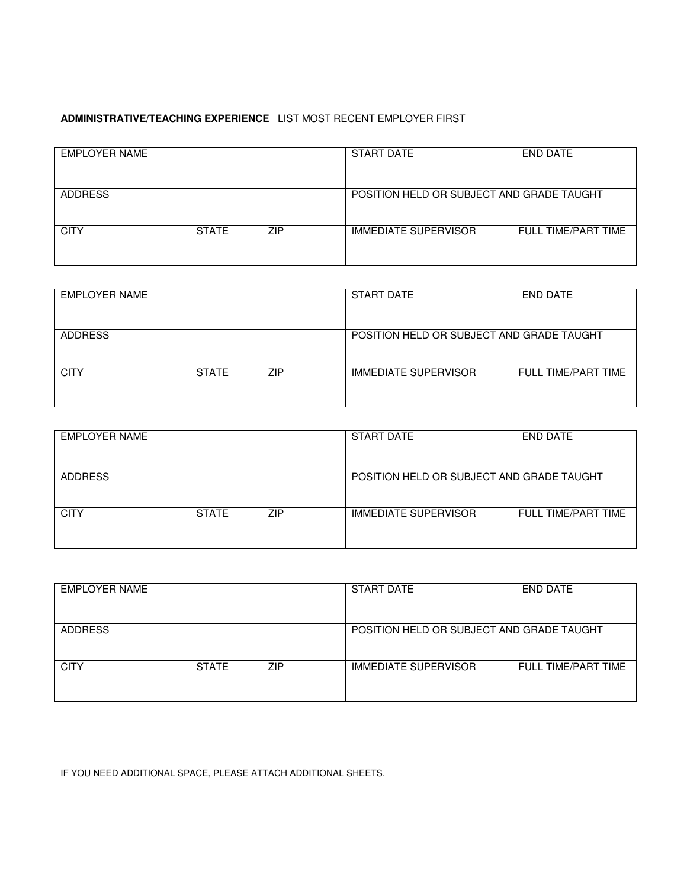**ADMINISTRATIVE/TEACHING EXPERIENCE** LIST MOST RECENT EMPLOYER FIRST

| EMPLOYER NAME | | | START DATE | END DATE |
|---|---|---|---|---|
| ADDRESS | | | POSITION HELD OR SUBJECT AND GRADE TAUGHT | |
| CITY | STATE | ZIP | IMMEDIATE SUPERVISOR | FULL TIME/PART TIME |

| EMPLOYER NAME | | | START DATE | END DATE |
|---|---|---|---|---|
| ADDRESS | | | POSITION HELD OR SUBJECT AND GRADE TAUGHT | |
| CITY | STATE | ZIP | IMMEDIATE SUPERVISOR | FULL TIME/PART TIME |

| EMPLOYER NAME | | | START DATE | END DATE |
|---|---|---|---|---|
| ADDRESS | | | POSITION HELD OR SUBJECT AND GRADE TAUGHT | |
| CITY | STATE | ZIP | IMMEDIATE SUPERVISOR | FULL TIME/PART TIME |

| EMPLOYER NAME | | | START DATE | END DATE |
|---|---|---|---|---|
| ADDRESS | | | POSITION HELD OR SUBJECT AND GRADE TAUGHT | |
| CITY | STATE | ZIP | IMMEDIATE SUPERVISOR | FULL TIME/PART TIME |

IF YOU NEED ADDITIONAL SPACE, PLEASE ATTACH ADDITIONAL SHEETS.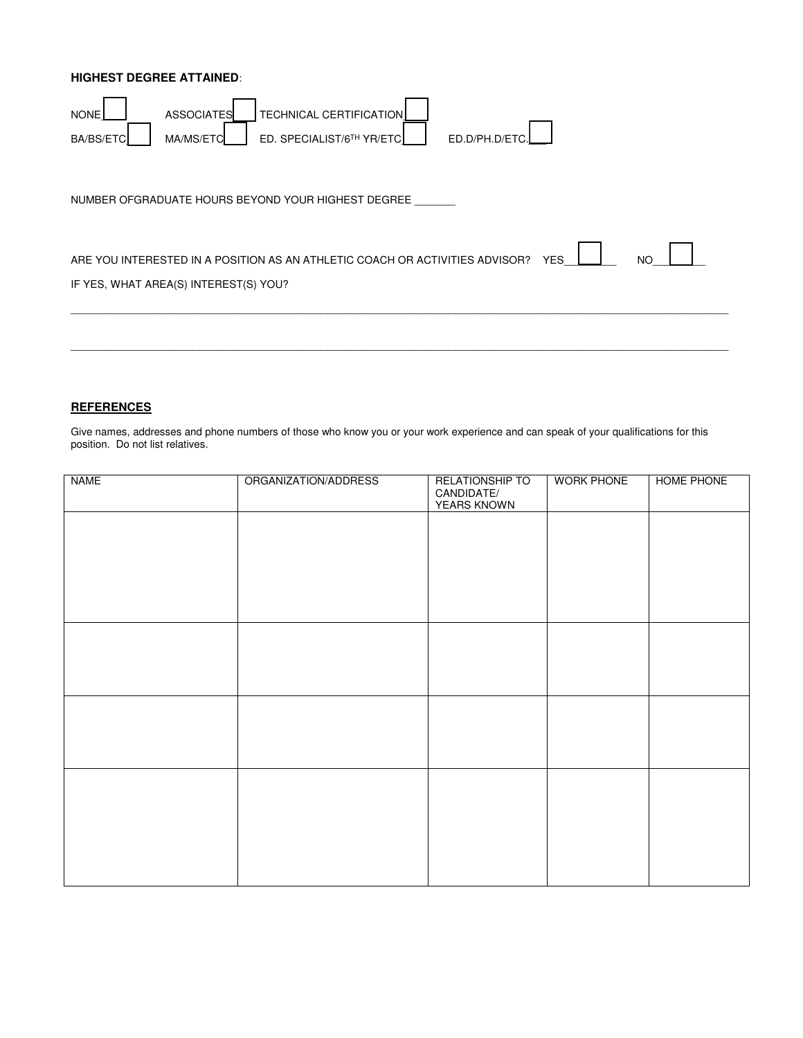**HIGHEST DEGREE ATTAINED**:

NONE ☐ ASSOCIATES ☐ TECHNICAL CERTIFICATION ☐

BA/BS/ETC ☐ MA/MS/ETC ☐ ED. SPECIALIST/6TH YR/ETC ☐ ED.D/PH.D/ETC. ☐

NUMBER OFGRADUATE HOURS BEYOND YOUR HIGHEST DEGREE _______

ARE YOU INTERESTED IN A POSITION AS AN ATHLETIC COACH OR ACTIVITIES ADVISOR? YES ☐ NO ☐

IF YES, WHAT AREA(S) INTEREST(S) YOU?

________________________________________________________________________________________________________

________________________________________________________________________________________________________

## REFERENCES

Give names, addresses and phone numbers of those who know you or your work experience and can speak of your qualifications for this position. Do not list relatives.

| NAME | ORGANIZATION/ADDRESS | RELATIONSHIP TO CANDIDATE/ YEARS KNOWN | WORK PHONE | HOME PHONE |
|---|---|---|---|---|
| | | | | |
| | | | | |
| | | | | |
| | | | | |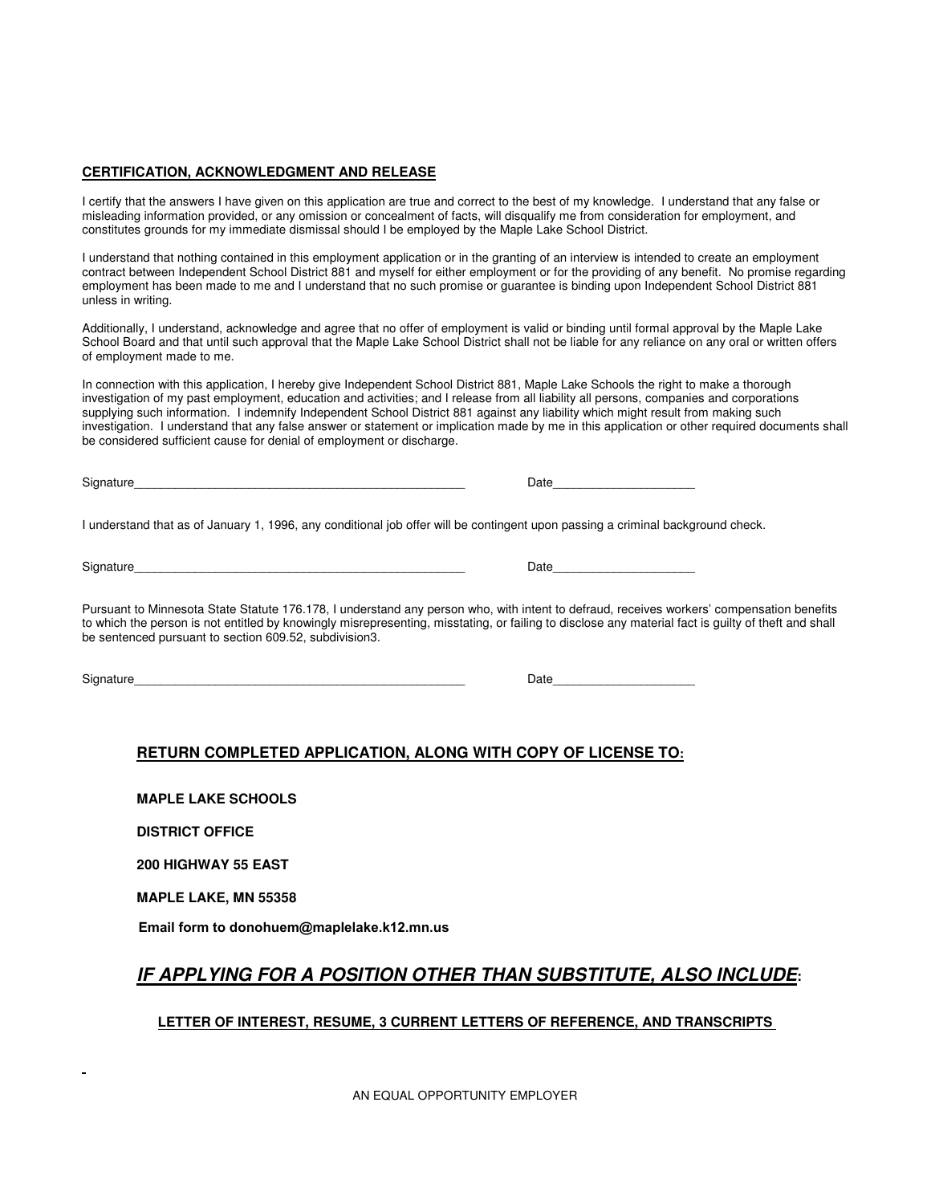**CERTIFICATION, ACKNOWLEDGMENT AND RELEASE**

I certify that the answers I have given on this application are true and correct to the best of my knowledge. I understand that any false or misleading information provided, or any omission or concealment of facts, will disqualify me from consideration for employment, and constitutes grounds for my immediate dismissal should I be employed by the Maple Lake School District.

I understand that nothing contained in this employment application or in the granting of an interview is intended to create an employment contract between Independent School District 881 and myself for either employment or for the providing of any benefit. No promise regarding employment has been made to me and I understand that no such promise or guarantee is binding upon Independent School District 881 unless in writing.

Additionally, I understand, acknowledge and agree that no offer of employment is valid or binding until formal approval by the Maple Lake School Board and that until such approval that the Maple Lake School District shall not be liable for any reliance on any oral or written offers of employment made to me.

In connection with this application, I hereby give Independent School District 881, Maple Lake Schools the right to make a thorough investigation of my past employment, education and activities; and I release from all liability all persons, companies and corporations supplying such information. I indemnify Independent School District 881 against any liability which might result from making such investigation. I understand that any false answer or statement or implication made by me in this application or other required documents shall be considered sufficient cause for denial of employment or discharge.

Signature\_\_\_\_\_\_\_\_\_\_\_\_\_\_\_\_\_\_\_\_\_\_\_\_\_\_\_\_\_\_\_\_\_\_\_\_\_\_\_\_\_\_\_\_\_\_\_\_ Date\_\_\_\_\_\_\_\_\_\_\_\_\_\_\_\_\_\_\_\_

I understand that as of January 1, 1996, any conditional job offer will be contingent upon passing a criminal background check.

Signature\_\_\_\_\_\_\_\_\_\_\_\_\_\_\_\_\_\_\_\_\_\_\_\_\_\_\_\_\_\_\_\_\_\_\_\_\_\_\_\_\_\_\_\_\_\_\_\_ Date\_\_\_\_\_\_\_\_\_\_\_\_\_\_\_\_\_\_\_\_

Pursuant to Minnesota State Statute 176.178, I understand any person who, with intent to defraud, receives workers' compensation benefits to which the person is not entitled by knowingly misrepresenting, misstating, or failing to disclose any material fact is guilty of theft and shall be sentenced pursuant to section 609.52, subdivision3.

Signature\_\_\_\_\_\_\_\_\_\_\_\_\_\_\_\_\_\_\_\_\_\_\_\_\_\_\_\_\_\_\_\_\_\_\_\_\_\_\_\_\_\_\_\_\_\_\_\_ Date\_\_\_\_\_\_\_\_\_\_\_\_\_\_\_\_\_\_\_\_

**RETURN COMPLETED APPLICATION, ALONG WITH COPY OF LICENSE TO:**

**MAPLE LAKE SCHOOLS**

**DISTRICT OFFICE**

**200 HIGHWAY 55 EAST**

**MAPLE LAKE, MN 55358**

**Email form to donohuem@maplelake.k12.mn.us**

## ***IF APPLYING FOR A POSITION OTHER THAN SUBSTITUTE, ALSO INCLUDE:***

**LETTER OF INTEREST, RESUME, 3 CURRENT LETTERS OF REFERENCE, AND TRANSCRIPTS**

AN EQUAL OPPORTUNITY EMPLOYER